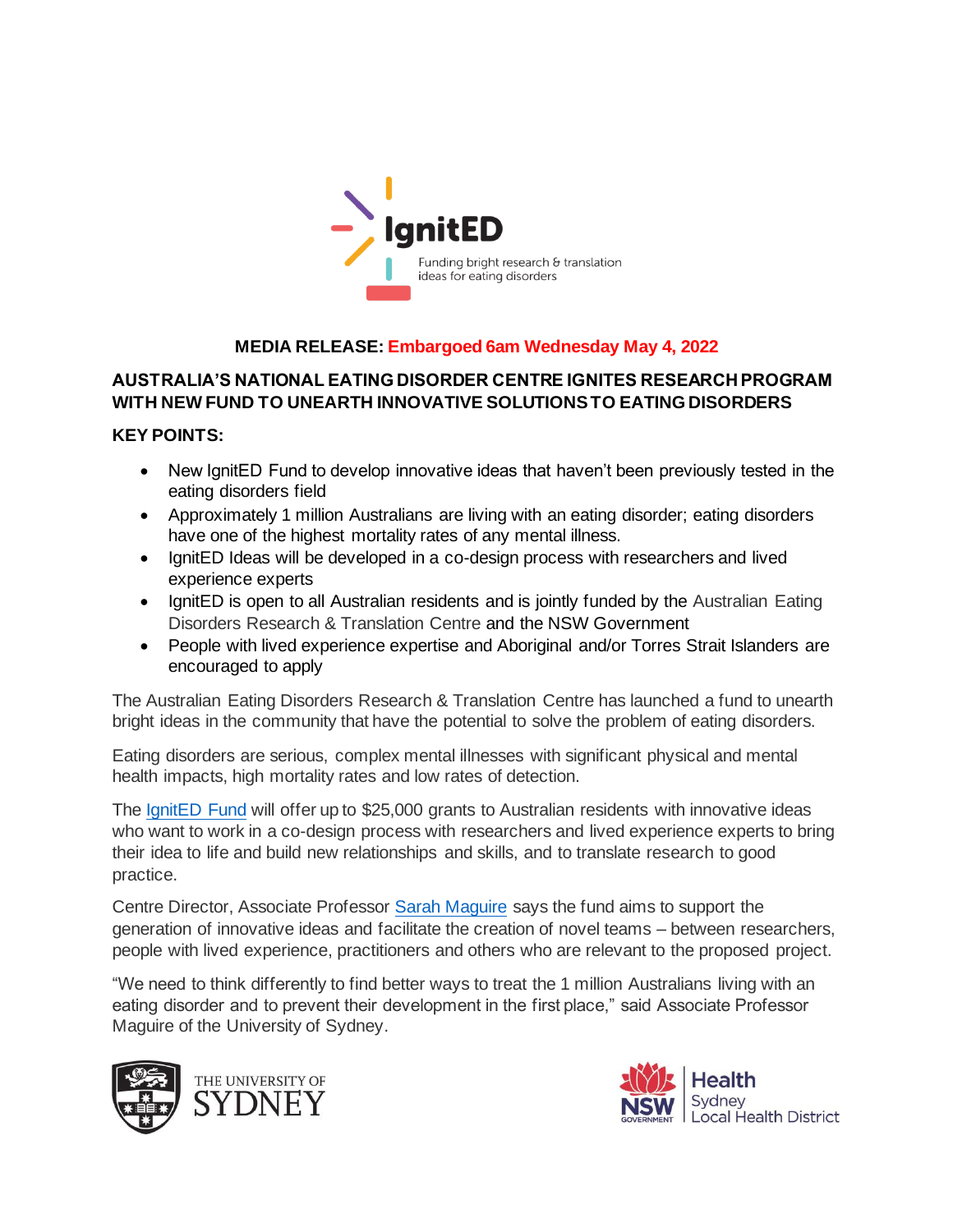IgnitED

Funding bright research & translation ideas for eating disorders

**MEDIA RELEASE: Embargoed 6am Wednesday May 4, 2022**

## AUSTRALIA'S NATIONAL EATING DISORDER CENTRE IGNITES RESEARCH PROGRAM WITH NEW FUND TO UNEARTH INNOVATIVE SOLUTIONS TO EATING DISORDERS

**KEY POINTS:**

- New IgnitED Fund to develop innovative ideas that haven't been previously tested in the eating disorders field
- Approximately 1 million Australians are living with an eating disorder; eating disorders have one of the highest mortality rates of any mental illness.
- IgnitED Ideas will be developed in a co-design process with researchers and lived experience experts
- IgnitED is open to all Australian residents and is jointly funded by the Australian Eating Disorders Research & Translation Centre and the NSW Government
- People with lived experience expertise and Aboriginal and/or Torres Strait Islanders are encouraged to apply

The Australian Eating Disorders Research & Translation Centre has launched a fund to unearth bright ideas in the community that have the potential to solve the problem of eating disorders.

Eating disorders are serious, complex mental illnesses with significant physical and mental health impacts, high mortality rates and low rates of detection.

The IgnitED Fund will offer up to $25,000 grants to Australian residents with innovative ideas who want to work in a co-design process with researchers and lived experience experts to bring their idea to life and build new relationships and skills, and to translate research to good practice.

Centre Director, Associate Professor Sarah Maguire says the fund aims to support the generation of innovative ideas and facilitate the creation of novel teams – between researchers, people with lived experience, practitioners and others who are relevant to the proposed project.

"We need to think differently to find better ways to treat the 1 million Australians living with an eating disorder and to prevent their development in the first place," said Associate Professor Maguire of the University of Sydney.

THE UNIVERSITY OF SYDNEY

NSW GOVERNMENT | Health Sydney Local Health District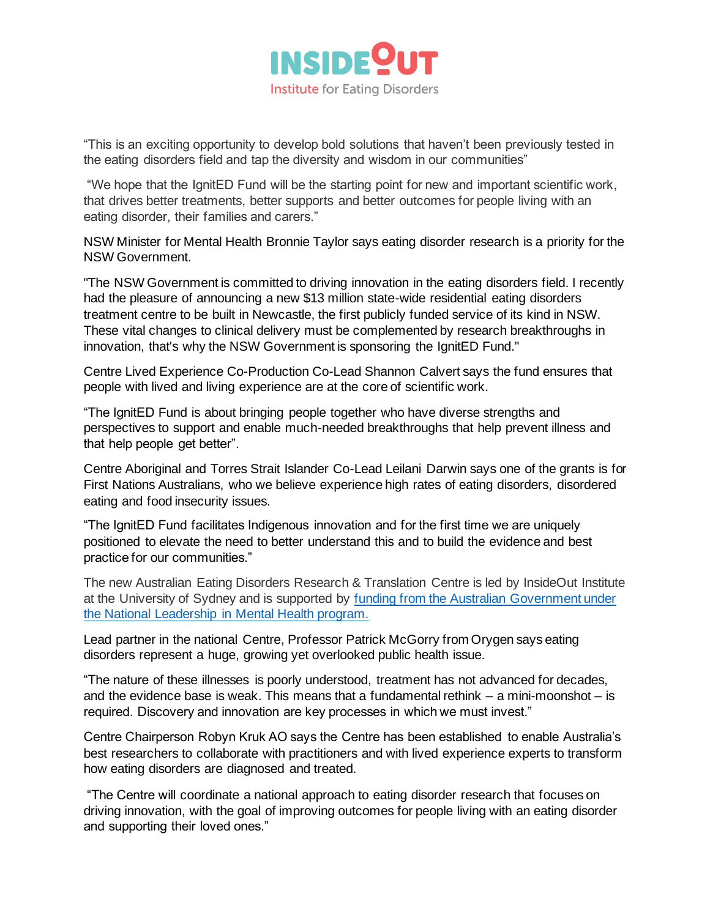"This is an exciting opportunity to develop bold solutions that haven't been previously tested in the eating disorders field and tap the diversity and wisdom in our communities"

"We hope that the IgnitED Fund will be the starting point for new and important scientific work, that drives better treatments, better supports and better outcomes for people living with an eating disorder, their families and carers."

NSW Minister for Mental Health Bronnie Taylor says eating disorder research is a priority for the NSW Government.

"The NSW Government is committed to driving innovation in the eating disorders field. I recently had the pleasure of announcing a new $13 million state-wide residential eating disorders treatment centre to be built in Newcastle, the first publicly funded service of its kind in NSW. These vital changes to clinical delivery must be complemented by research breakthroughs in innovation, that's why the NSW Government is sponsoring the IgnitED Fund."

Centre Lived Experience Co-Production Co-Lead Shannon Calvert says the fund ensures that people with lived and living experience are at the core of scientific work.

"The IgnitED Fund is about bringing people together who have diverse strengths and perspectives to support and enable much-needed breakthroughs that help prevent illness and that help people get better".

Centre Aboriginal and Torres Strait Islander Co-Lead Leilani Darwin says one of the grants is for First Nations Australians, who we believe experience high rates of eating disorders, disordered eating and food insecurity issues.

"The IgnitED Fund facilitates Indigenous innovation and for the first time we are uniquely positioned to elevate the need to better understand this and to build the evidence and best practice for our communities."

The new Australian Eating Disorders Research & Translation Centre is led by InsideOut Institute at the University of Sydney and is supported by funding from the Australian Government under the National Leadership in Mental Health program.

Lead partner in the national Centre, Professor Patrick McGorry from Orygen says eating disorders represent a huge, growing yet overlooked public health issue.

"The nature of these illnesses is poorly understood, treatment has not advanced for decades, and the evidence base is weak. This means that a fundamental rethink – a mini-moonshot – is required. Discovery and innovation are key processes in which we must invest."

Centre Chairperson Robyn Kruk AO says the Centre has been established to enable Australia's best researchers to collaborate with practitioners and with lived experience experts to transform how eating disorders are diagnosed and treated.

"The Centre will coordinate a national approach to eating disorder research that focuses on driving innovation, with the goal of improving outcomes for people living with an eating disorder and supporting their loved ones."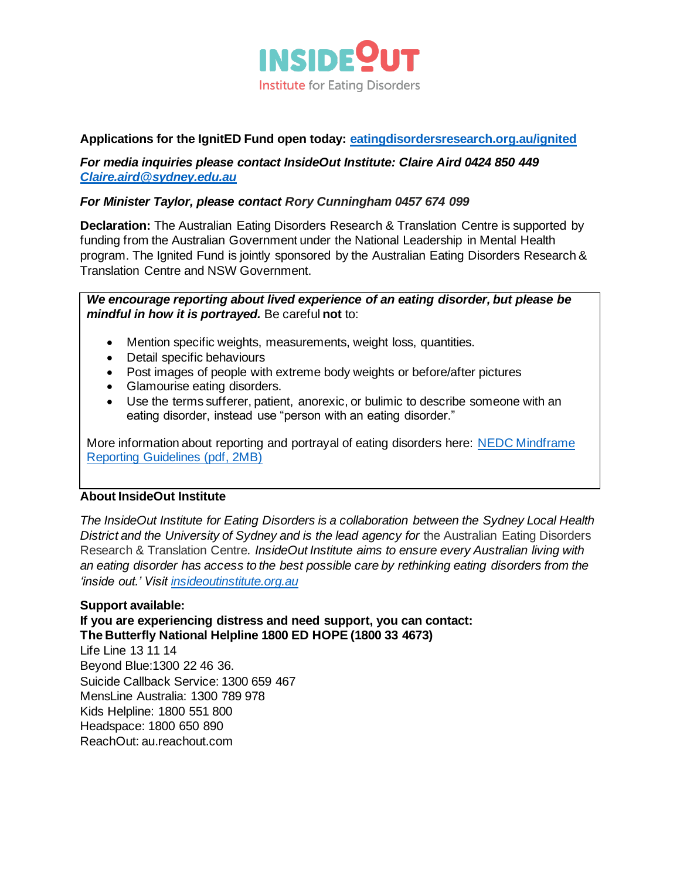**Applications for the IgnitED Fund open today:** [eatingdisordersresearch.org.au/ignited](eatingdisordersresearch.org.au/ignited)

***For media inquiries please contact InsideOut Institute: Claire Aird 0424 850 449 [Claire.aird@sydney.edu.au](mailto:Claire.aird@sydney.edu.au)***

***For Minister Taylor, please contact** Rory Cunningham 0457 674 099*

**Declaration:** The Australian Eating Disorders Research & Translation Centre is supported by funding from the Australian Government under the National Leadership in Mental Health program. The Ignited Fund is jointly sponsored by the Australian Eating Disorders Research & Translation Centre and NSW Government.

***We encourage reporting about lived experience of an eating disorder, but please be mindful in how it is portrayed.*** Be careful **not** to:

- Mention specific weights, measurements, weight loss, quantities.
- Detail specific behaviours
- Post images of people with extreme body weights or before/after pictures
- Glamourise eating disorders.
- Use the terms sufferer, patient, anorexic, or bulimic to describe someone with an eating disorder, instead use "person with an eating disorder."

More information about reporting and portrayal of eating disorders here: NEDC Mindframe Reporting Guidelines (pdf, 2MB)

**About InsideOut Institute**

*The InsideOut Institute for Eating Disorders is a collaboration between the Sydney Local Health District and the University of Sydney and is the lead agency for* the Australian Eating Disorders Research & Translation Centre*. InsideOut Institute aims to ensure every Australian living with an eating disorder has access to the best possible care by rethinking eating disorders from the 'inside out.' Visit [insideoutinstitute.org.au](insideoutinstitute.org.au)*

**Support available:**
**If you are experiencing distress and need support, you can contact:**
**The Butterfly National Helpline 1800 ED HOPE (1800 33 4673)**
Life Line 13 11 14
Beyond Blue:1300 22 46 36.
Suicide Callback Service: 1300 659 467
MensLine Australia: 1300 789 978
Kids Helpline: 1800 551 800
Headspace: 1800 650 890
ReachOut: au.reachout.com